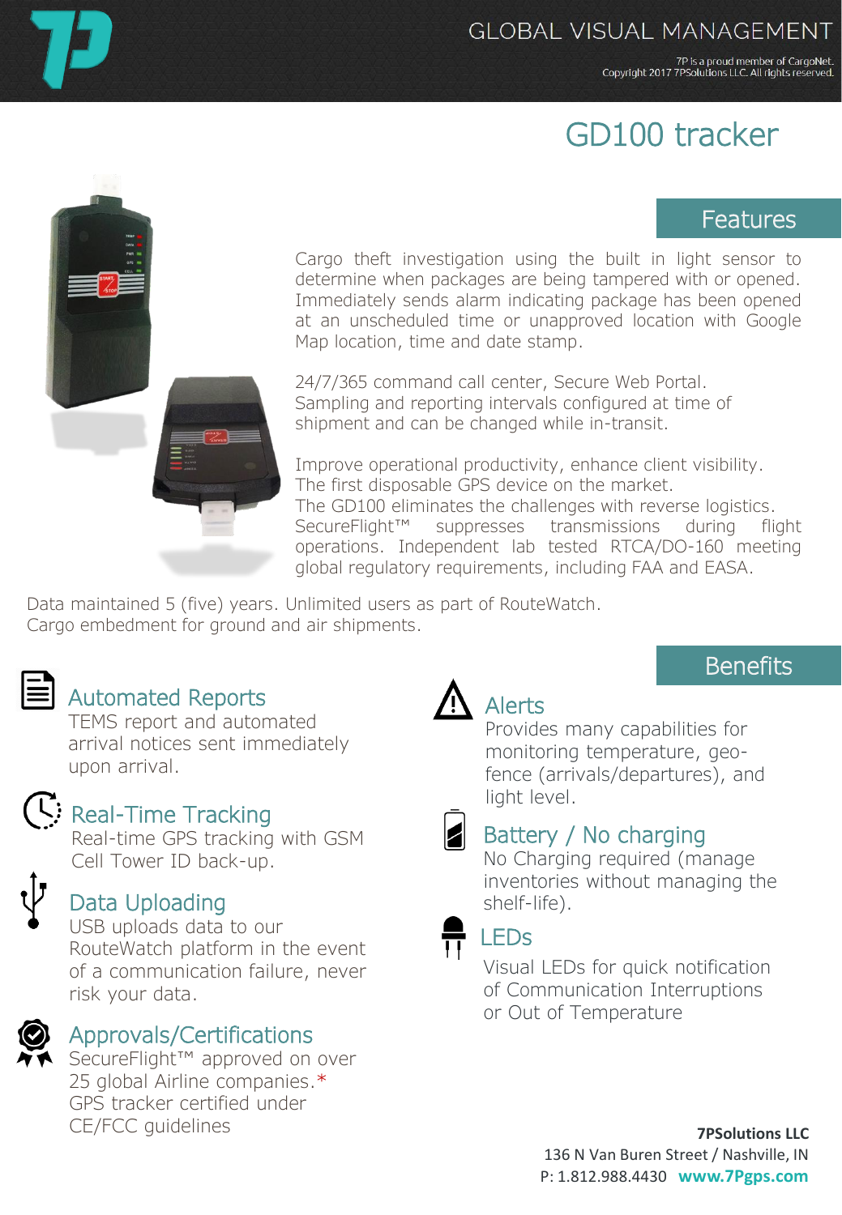GLOBAL VISUAL MANAGEMENT

7P is a proud member of CargoNet.
Copyright 2017 7PSolutions LLC. All rights reserved.

# GD100 tracker

## Features

Cargo theft investigation using the built in light sensor to determine when packages are being tampered with or opened. Immediately sends alarm indicating package has been opened at an unscheduled time or unapproved location with Google Map location, time and date stamp.

24/7/365 command call center, Secure Web Portal. Sampling and reporting intervals configured at time of shipment and can be changed while in-transit.

Improve operational productivity, enhance client visibility. The first disposable GPS device on the market. The GD100 eliminates the challenges with reverse logistics. SecureFlight™ suppresses transmissions during flight operations. Independent lab tested RTCA/DO-160 meeting global regulatory requirements, including FAA and EASA.

Data maintained 5 (five) years. Unlimited users as part of RouteWatch. Cargo embedment for ground and air shipments.

## Benefits

### Automated Reports

TEMS report and automated arrival notices sent immediately upon arrival.

### Real-Time Tracking

Real-time GPS tracking with GSM Cell Tower ID back-up.

### Data Uploading

USB uploads data to our RouteWatch platform in the event of a communication failure, never risk your data.

### Approvals/Certifications

SecureFlight™ approved on over 25 global Airline companies.*
GPS tracker certified under CE/FCC guidelines

### Alerts

Provides many capabilities for monitoring temperature, geo-fence (arrivals/departures), and light level.

### Battery / No charging

No Charging required (manage inventories without managing the shelf-life).

### LEDs

Visual LEDs for quick notification of Communication Interruptions or Out of Temperature

**7PSolutions LLC**
136 N Van Buren Street / Nashville, IN
P: 1.812.988.4430 **www.7Pgps.com**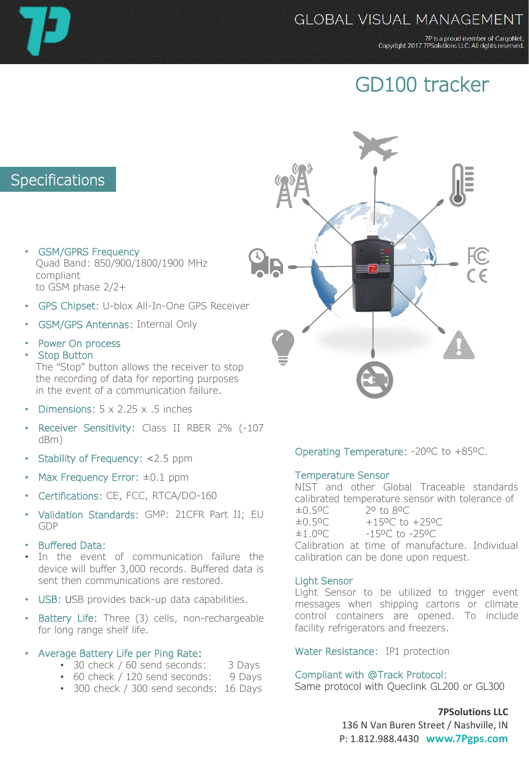# GD100 tracker

## Specifications

- GSM/GPRS Frequency
  Quad Band: 850/900/1800/1900 MHz compliant
  to GSM phase 2/2+
- GPS Chipset: U-blox All-In-One GPS Receiver
- GSM/GPS Antennas: Internal Only
- Power On process
- Stop Button
  The "Stop" button allows the receiver to stop the recording of data for reporting purposes in the event of a communication failure.
- Dimensions: 5 x 2.25 x .5 inches
- Receiver Sensitivity: Class II RBER 2% (-107 dBm)
- Stability of Frequency: <2.5 ppm
- Max Frequency Error: ±0.1 ppm
- Certifications: CE, FCC, RTCA/DO-160
- Validation Standards: GMP: 21CFR Part II; EU GDP
- Buffered Data:
- In the event of communication failure the device will buffer 3,000 records. Buffered data is sent then communications are restored.
- USB: USB provides back-up data capabilities.
- Battery Life: Three (3) cells, non-rechargeable for long range shelf life.
- Average Battery Life per Ping Rate:
  - 30 check / 60 send seconds: 3 Days
  - 60 check / 120 send seconds: 9 Days
  - 300 check / 300 send seconds: 16 Days

Operating Temperature: -20ºC to +85ºC.

Temperature Sensor
NIST and other Global Traceable standards calibrated temperature sensor with tolerance of

| | |
|---|---|
| ±0.5ºC | 2º to 8ºC |
| ±0.5ºC | +15ºC to +25ºC |
| ±1.0ºC | -15ºC to -25ºC |

Calibration at time of manufacture. Individual calibration can be done upon request.

Light Sensor
Light Sensor to be utilized to trigger event messages when shipping cartons or climate control containers are opened. To include facility refrigerators and freezers.

Water Resistance: IP1 protection

Compliant with @Track Protocol:
Same protocol with Queclink GL200 or GL300

**7PSolutions LLC**
136 N Van Buren Street / Nashville, IN
P: 1.812.988.4430 **www.7Pgps.com**